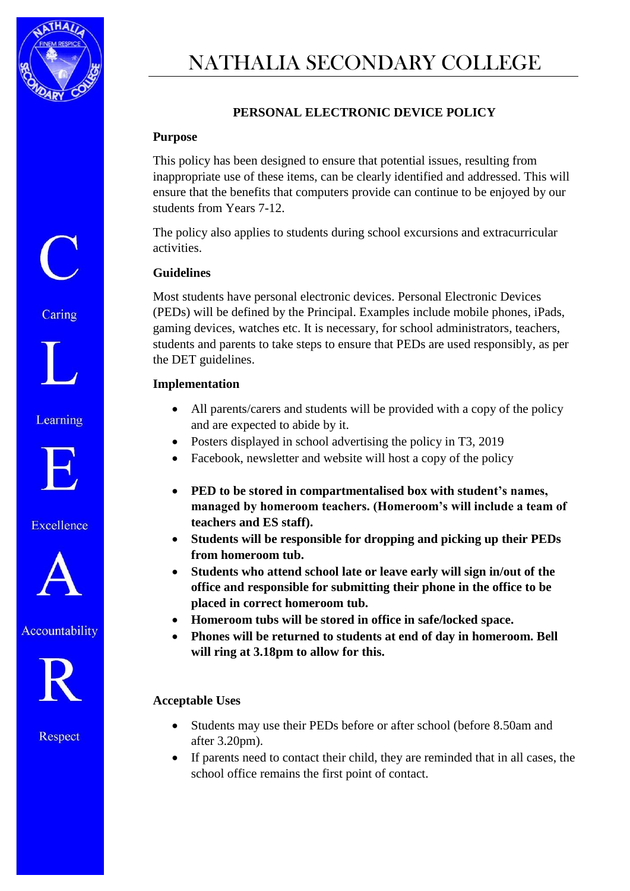# NATHALIA SECONDARY COLLEGE

## PERSONAL ELECTRONIC DEVICE POLICY

**Purpose**

This policy has been designed to ensure that potential issues, resulting from inappropriate use of these items, can be clearly identified and addressed. This will ensure that the benefits that computers provide can continue to be enjoyed by our students from Years 7-12.

The policy also applies to students during school excursions and extracurricular activities.

**Guidelines**

Most students have personal electronic devices. Personal Electronic Devices (PEDs) will be defined by the Principal. Examples include mobile phones, iPads, gaming devices, watches etc. It is necessary, for school administrators, teachers, students and parents to take steps to ensure that PEDs are used responsibly, as per the DET guidelines.

**Implementation**

- All parents/carers and students will be provided with a copy of the policy and are expected to abide by it.
- Posters displayed in school advertising the policy in T3, 2019
- Facebook, newsletter and website will host a copy of the policy

- **PED to be stored in compartmentalised box with student's names, managed by homeroom teachers. (Homeroom's will include a team of teachers and ES staff).**
- **Students will be responsible for dropping and picking up their PEDs from homeroom tub.**
- **Students who attend school late or leave early will sign in/out of the office and responsible for submitting their phone in the office to be placed in correct homeroom tub.**
- **Homeroom tubs will be stored in office in safe/locked space.**
- **Phones will be returned to students at end of day in homeroom. Bell will ring at 3.18pm to allow for this.**

**Acceptable Uses**

- Students may use their PEDs before or after school (before 8.50am and after 3.20pm).
- If parents need to contact their child, they are reminded that in all cases, the school office remains the first point of contact.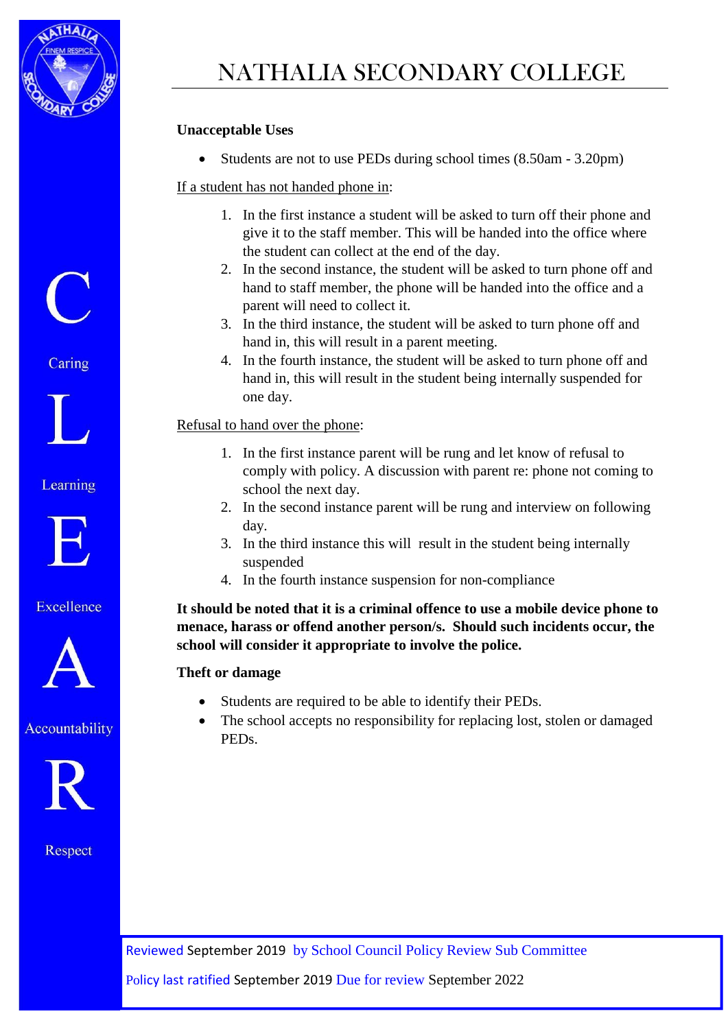# NATHALIA SECONDARY COLLEGE

**Unacceptable Uses**

- Students are not to use PEDs during school times (8.50am - 3.20pm)

<u>If a student has not handed phone in</u>:

1. In the first instance a student will be asked to turn off their phone and give it to the staff member. This will be handed into the office where the student can collect at the end of the day.
2. In the second instance, the student will be asked to turn phone off and hand to staff member, the phone will be handed into the office and a parent will need to collect it.
3. In the third instance, the student will be asked to turn phone off and hand in, this will result in a parent meeting.
4. In the fourth instance, the student will be asked to turn phone off and hand in, this will result in the student being internally suspended for one day.

<u>Refusal to hand over the phone</u>:

1. In the first instance parent will be rung and let know of refusal to comply with policy. A discussion with parent re: phone not coming to school the next day.
2. In the second instance parent will be rung and interview on following day.
3. In the third instance this will result in the student being internally suspended
4. In the fourth instance suspension for non-compliance

**It should be noted that it is a criminal offence to use a mobile device phone to menace, harass or offend another person/s. Should such incidents occur, the school will consider it appropriate to involve the police.**

**Theft or damage**

- Students are required to be able to identify their PEDs.
- The school accepts no responsibility for replacing lost, stolen or damaged PEDs.

Reviewed September 2019 by School Council Policy Review Sub Committee

Policy last ratified September 2019 Due for review September 2022